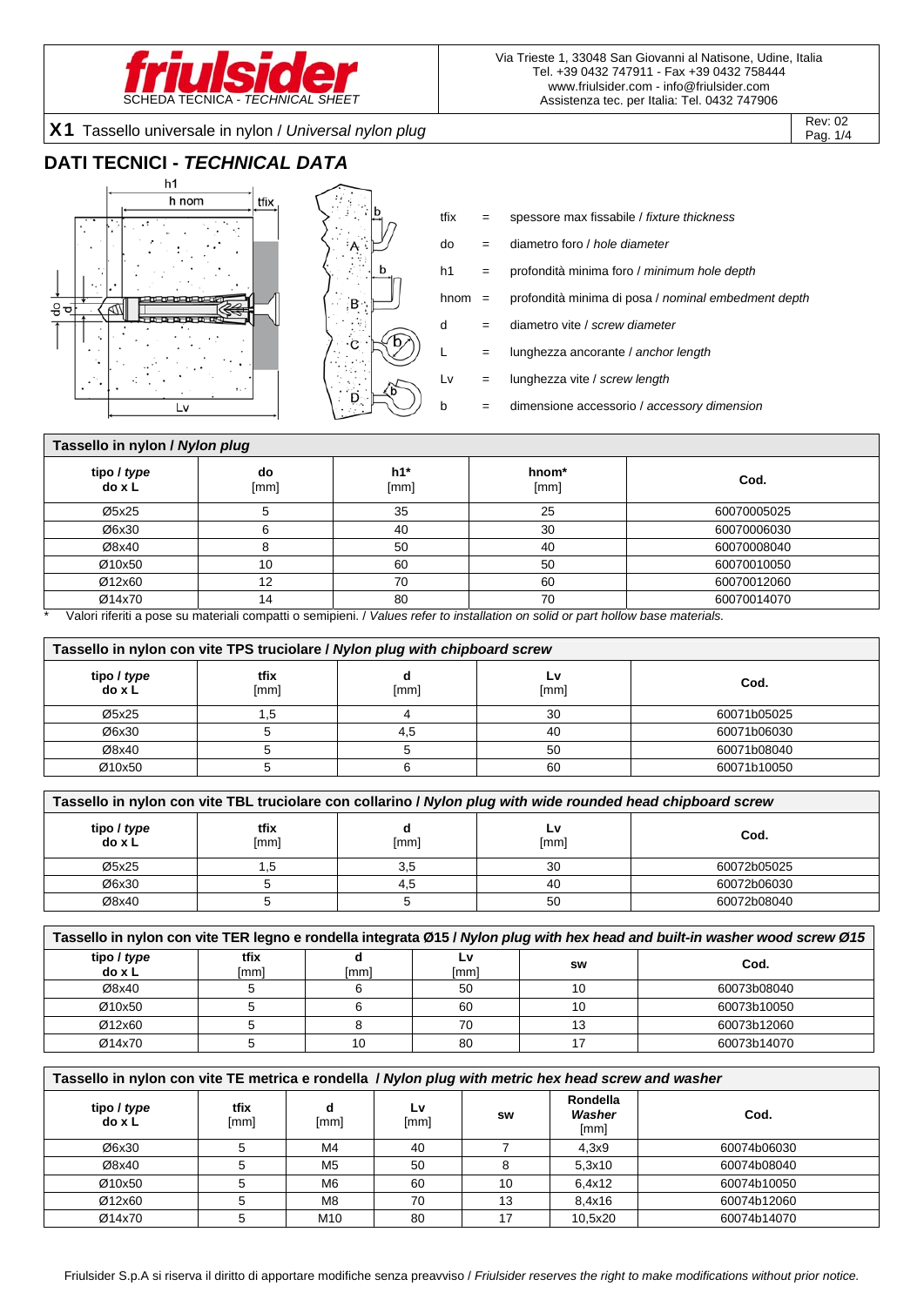friulsider

SCHEDA TECNICA - *TECHNICAL SHEET*

Via Trieste 1, 33048 San Giovanni al Natisone, Udine, Italia
Tel. +39 0432 747911 - Fax +39 0432 758444
www.friulsider.com - info@friulsider.com
Assistenza tec. per Italia: Tel. 0432 747906

**X1** Tassello universale in nylon / *Universal nylon plug*

Rev: 02

## DATI TECNICI - *TECHNICAL DATA*

| | | |
|---|---|---|
| tfix | = | spessore max fissabile / *fixture thickness* |
| do | = | diametro foro / *hole diameter* |
| h1 | = | profondità minima foro / *minimum hole depth* |
| hnom | = | profondità minima di posa / *nominal embedment depth* |
| d | = | diametro vite / *screw diameter* |
| L | = | lunghezza ancorante / *anchor length* |
| Lv | = | lunghezza vite / *screw length* |
| b | = | dimensione accessorio / *accessory dimension* |

**Tassello in nylon / *Nylon plug***

| tipo / *type* do x L | do [mm] | h1* [mm] | hnom* [mm] | Cod. |
|---|---|---|---|---|
| Ø5x25 | 5 | 35 | 25 | 60070005025 |
| Ø6x30 | 6 | 40 | 30 | 60070006030 |
| Ø8x40 | 8 | 50 | 40 | 60070008040 |
| Ø10x50 | 10 | 60 | 50 | 60070010050 |
| Ø12x60 | 12 | 70 | 60 | 60070012060 |
| Ø14x70 | 14 | 80 | 70 | 60070014070 |

\* Valori riferiti a pose su materiali compatti o semipieni. / *Values refer to installation on solid or part hollow base materials.*

**Tassello in nylon con vite TPS truciolare / *Nylon plug with chipboard screw***

| tipo / *type* do x L | tfix [mm] | d [mm] | Lv [mm] | Cod. |
|---|---|---|---|---|
| Ø5x25 | 1,5 | 4 | 30 | 60071b05025 |
| Ø6x30 | 5 | 4,5 | 40 | 60071b06030 |
| Ø8x40 | 5 | 5 | 50 | 60071b08040 |
| Ø10x50 | 5 | 6 | 60 | 60071b10050 |

**Tassello in nylon con vite TBL truciolare con collarino / *Nylon plug with wide rounded head chipboard screw***

| tipo / *type* do x L | tfix [mm] | d [mm] | Lv [mm] | Cod. |
|---|---|---|---|---|
| Ø5x25 | 1,5 | 3,5 | 30 | 60072b05025 |
| Ø6x30 | 5 | 4,5 | 40 | 60072b06030 |
| Ø8x40 | 5 | 5 | 50 | 60072b08040 |

**Tassello in nylon con vite TER legno e rondella integrata Ø15 / *Nylon plug with hex head and built-in washer wood screw Ø15***

| tipo / *type* do x L | tfix [mm] | d [mm] | Lv [mm] | sw | Cod. |
|---|---|---|---|---|---|
| Ø8x40 | 5 | 6 | 50 | 10 | 60073b08040 |
| Ø10x50 | 5 | 6 | 60 | 10 | 60073b10050 |
| Ø12x60 | 5 | 8 | 70 | 13 | 60073b12060 |
| Ø14x70 | 5 | 10 | 80 | 17 | 60073b14070 |

**Tassello in nylon con vite TE metrica e rondella / *Nylon plug with metric hex head screw and washer***

| tipo / *type* do x L | tfix [mm] | d [mm] | Lv [mm] | sw | Rondella *Washer* [mm] | Cod. |
|---|---|---|---|---|---|---|
| Ø6x30 | 5 | M4 | 40 | 7 | 4,3x9 | 60074b06030 |
| Ø8x40 | 5 | M5 | 50 | 8 | 5,3x10 | 60074b08040 |
| Ø10x50 | 5 | M6 | 60 | 10 | 6,4x12 | 60074b10050 |
| Ø12x60 | 5 | M8 | 70 | 13 | 8,4x16 | 60074b12060 |
| Ø14x70 | 5 | M10 | 80 | 17 | 10,5x20 | 60074b14070 |

Friulsider S.p.A si riserva il diritto di apportare modifiche senza preavviso / *Friulsider reserves the right to make modifications without prior notice.*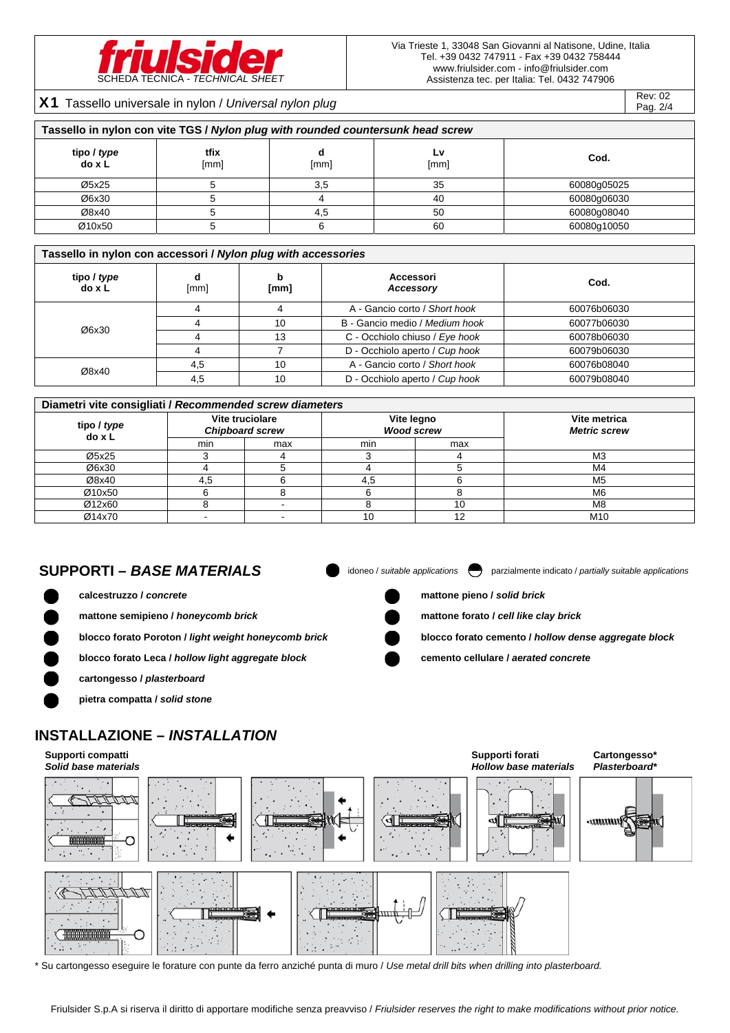# friulsider

SCHEDA TECNICA - *TECHNICAL SHEET*

Via Trieste 1, 33048 San Giovanni al Natisone, Udine, Italia
Tel. +39 0432 747911 - Fax +39 0432 758444
www.friulsider.com - info@friulsider.com
Assistenza tec. per Italia: Tel. 0432 747906

**X1** Tassello universale in nylon / *Universal nylon plug*

Rev: 02

## Tassello in nylon con vite TGS / *Nylon plug with rounded countersunk head screw*

| tipo / *type* do x L | tfix [mm] | d [mm] | Lv [mm] | Cod. |
|---|---|---|---|---|
| Ø5x25 | 5 | 3,5 | 35 | 60080g05025 |
| Ø6x30 | 5 | 4 | 40 | 60080g06030 |
| Ø8x40 | 5 | 4,5 | 50 | 60080g08040 |
| Ø10x50 | 5 | 6 | 60 | 60080g10050 |

## Tassello in nylon con accessori / *Nylon plug with accessories*

| tipo / *type* do x L | d [mm] | b [mm] | Accessori *Accessory* | Cod. |
|---|---|---|---|---|
| Ø6x30 | 4 | 4 | A - Gancio corto / *Short hook* | 60076b06030 |
| | 4 | 10 | B - Gancio medio / *Medium hook* | 60077b06030 |
| | 4 | 13 | C - Occhiolo chiuso / *Eye hook* | 60078b06030 |
| | 4 | 7 | D - Occhiolo aperto / *Cup hook* | 60079b06030 |
| Ø8x40 | 4,5 | 10 | A - Gancio corto / *Short hook* | 60076b08040 |
| | 4,5 | 10 | D - Occhiolo aperto / *Cup hook* | 60079b08040 |

## Diametri vite consigliati / *Recommended screw diameters*

| tipo / *type* do x L | Vite truciolare *Chipboard screw* | | Vite legno *Wood screw* | | Vite metrica *Metric screw* |
|---|---|---|---|---|---|
| | min | max | min | max | |
| Ø5x25 | 3 | 4 | 3 | 4 | M3 |
| Ø6x30 | 4 | 5 | 4 | 5 | M4 |
| Ø8x40 | 4,5 | 6 | 4,5 | 6 | M5 |
| Ø10x50 | 6 | 8 | 6 | 8 | M6 |
| Ø12x60 | 8 | - | 8 | 10 | M8 |
| Ø14x70 | - | - | 10 | 12 | M10 |

## SUPPORTI – *BASE MATERIALS*

● idoneo / *suitable applications* ◐ parzialmente indicato / *partially suitable applications*

- ● **calcestruzzo / *concrete***
- ● **mattone semipieno / *honeycomb brick***
- ● **blocco forato Poroton / *light weight honeycomb brick***
- ● **blocco forato Leca / *hollow light aggregate block***
- ● **cartongesso / *plasterboard***
- ● **pietra compatta / *solid stone***
- ● **mattone pieno / *solid brick***
- ● **mattone forato / *cell like clay brick***
- ● **blocco forato cemento / *hollow dense aggregate block***
- ● **cemento cellulare / *aerated concrete***

## INSTALLAZIONE – *INSTALLATION*

**Supporti compatti** / ***Solid base materials***

**Supporti forati** / ***Hollow base materials***

**Cartongesso*** / ***Plasterboard****

* Su cartongesso eseguire le forature con punte da ferro anziché punta di muro / *Use metal drill bits when drilling into plasterboard.*

Friulsider S.p.A si riserva il diritto di apportare modifiche senza preavviso / *Friulsider reserves the right to make modifications without prior notice.*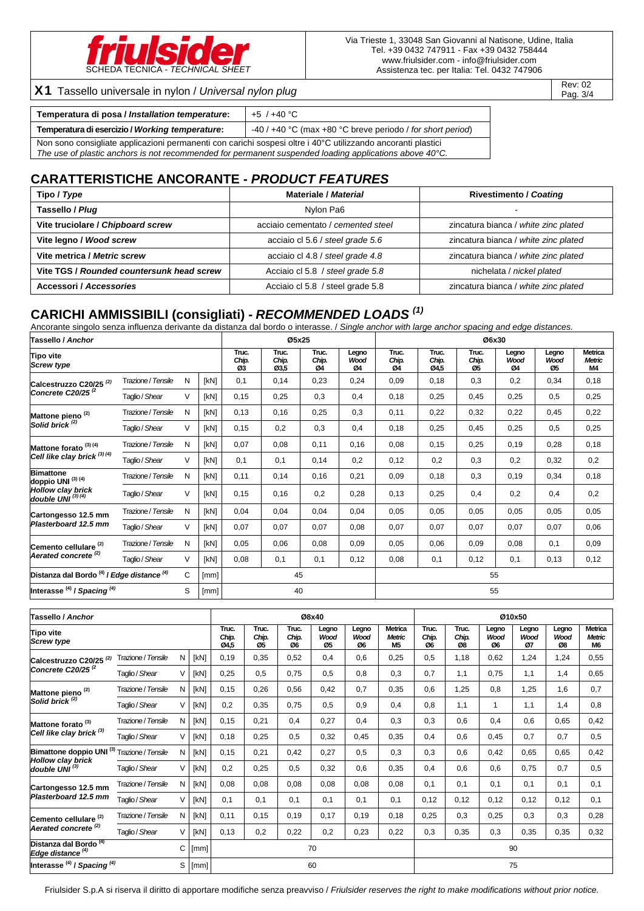friulsider

SCHEDA TECNICA - *TECHNICAL SHEET*

Via Trieste 1, 33048 San Giovanni al Natisone, Udine, Italia
Tel. +39 0432 747911 - Fax +39 0432 758444
www.friulsider.com - info@friulsider.com
Assistenza tec. per Italia: Tel. 0432 747906

**X1** Tassello universale in nylon / *Universal nylon plug*

Rev: 02

| **Temperatura di posa / *Installation temperature*:** | +5 / +40 °C |
|---|---|
| **Temperatura di esercizio / *Working temperature*:** | -40 / +40 °C (max +80 °C breve periodo / *for short period*) |

Non sono consigliate applicazioni permanenti con carichi sospesi oltre i 40°C utilizzando ancoranti plastici
*The use of plastic anchors is not recommended for permanent suspended loading applications above 40°C.*

## CARATTERISTICHE ANCORANTE - *PRODUCT FEATURES*

| Tipo / *Type* | Materiale / *Material* | Rivestimento / *Coating* |
|---|---|---|
| **Tassello / *Plug*** | Nylon Pa6 | - |
| **Vite truciolare / *Chipboard screw*** | acciaio cementato / *cemented steel* | zincatura bianca / *white zinc plated* |
| **Vite legno / *Wood screw*** | acciaio cl 5.6 / *steel grade 5.6* | zincatura bianca / *white zinc plated* |
| **Vite metrica / *Metric screw*** | acciaio cl 4.8 / *steel grade 4.8* | zincatura bianca / *white zinc plated* |
| **Vite TGS / *Rounded countersunk head screw*** | Acciaio cl 5.8 / *steel grade 5.8* | nichelata / *nickel plated* |
| **Accessori / *Accessories*** | Acciaio cl 5.8 / steel grade 5.8 | zincatura bianca / *white zinc plated* |

## CARICHI AMMISSIBILI (consigliati) - *RECOMMENDED LOADS* [(1)]

Ancorante singolo senza influenza derivante da distanza dal bordo o interasse. / *Single anchor with large anchor spacing and edge distances.*

| Tassello / *Anchor* | | | | Ø5x25 | | | | Ø6x30 | | | | | |
|---|---|---|---|---|---|---|---|---|---|---|---|---|---|
| **Tipo vite** *Screw type* | | | | Truc. Chip. Ø3 | Truc. Chip. Ø3,5 | Truc. Chip. Ø4 | Legno Wood Ø4 | Truc. Chip. Ø4 | Truc. Chip. Ø4,5 | Truc. Chip. Ø5 | Legno Wood Ø4 | Legno Wood Ø5 | Metrica Metric M4 |
| **Calcestruzzo C20/25** [(2)] *Concrete C20/25* [(2)] | Trazione / Tensile | N | [kN] | 0,1 | 0,14 | 0,23 | 0,24 | 0,09 | 0,18 | 0,3 | 0,2 | 0,34 | 0,18 |
| | Taglio / Shear | V | [kN] | 0,15 | 0,25 | 0,3 | 0,4 | 0,18 | 0,25 | 0,45 | 0,25 | 0,5 | 0,25 |
| **Mattone pieno** [(2)] *Solid brick* [(2)] | Trazione / Tensile | N | [kN] | 0,13 | 0,16 | 0,25 | 0,3 | 0,11 | 0,22 | 0,32 | 0,22 | 0,45 | 0,22 |
| | Taglio / Shear | V | [kN] | 0,15 | 0,2 | 0,3 | 0,4 | 0,18 | 0,25 | 0,45 | 0,25 | 0,5 | 0,25 |
| **Mattone forato** [(3) (4)] *Cell like clay brick* [(3) (4)] | Trazione / Tensile | N | [kN] | 0,07 | 0,08 | 0,11 | 0,16 | 0,08 | 0,15 | 0,25 | 0,19 | 0,28 | 0,18 |
| | Taglio / Shear | V | [kN] | 0,1 | 0,1 | 0,14 | 0,2 | 0,12 | 0,2 | 0,3 | 0,2 | 0,32 | 0,2 |
| **Bimattone doppio UNI** [(3) (4)] *Hollow clay brick double UNI* [(3) (4)] | Trazione / Tensile | N | [kN] | 0,11 | 0,14 | 0,16 | 0,21 | 0,09 | 0,18 | 0,3 | 0,19 | 0,34 | 0,18 |
| | Taglio / Shear | V | [kN] | 0,15 | 0,16 | 0,2 | 0,28 | 0,13 | 0,25 | 0,4 | 0,2 | 0,4 | 0,2 |
| **Cartongesso 12.5 mm** *Plasterboard 12.5 mm* | Trazione / Tensile | N | [kN] | 0,04 | 0,04 | 0,04 | 0,04 | 0,05 | 0,05 | 0,05 | 0,05 | 0,05 | 0,05 |
| | Taglio / Shear | V | [kN] | 0,07 | 0,07 | 0,07 | 0,08 | 0,07 | 0,07 | 0,07 | 0,07 | 0,07 | 0,06 |
| **Cemento cellulare** [(2)] *Aerated concrete* [(2)] | Trazione / Tensile | N | [kN] | 0,05 | 0,06 | 0,08 | 0,09 | 0,05 | 0,06 | 0,09 | 0,08 | 0,1 | 0,09 |
| | Taglio / Shear | V | [kN] | 0,08 | 0,1 | 0,1 | 0,12 | 0,08 | 0,1 | 0,12 | 0,1 | 0,13 | 0,12 |
| **Distanza dal Bordo** [(4)] **/ *Edge distance*** [(4)] | | C | [mm] | 45 | | | | 55 | | | | | |
| **Interasse** [(4)] **/ *Spacing*** [(4)] | | S | [mm] | 40 | | | | 55 | | | | | |

| Tassello / *Anchor* | | | | Ø8x40 | | | | | | Ø10x50 | | | | | |
|---|---|---|---|---|---|---|---|---|---|---|---|---|---|---|---|
| **Tipo vite** *Screw type* | | | | Truc. Chip. Ø4,5 | Truc. Chip. Ø5 | Truc. Chip. Ø6 | Legno Wood Ø5 | Legno Wood Ø6 | Metrica Metric M5 | Truc. Chip. Ø6 | Truc. Chip. Ø8 | Legno Wood Ø6 | Legno Wood Ø7 | Legno Wood Ø8 | Metrica Metric M6 |
| **Calcestruzzo C20/25** [(2)] *Concrete C20/25* [(2)] | Trazione / Tensile | N | [kN] | 0,19 | 0,35 | 0,52 | 0,4 | 0,6 | 0,25 | 0,5 | 1,18 | 0,62 | 1,24 | 1,24 | 0,55 |
| | Taglio / Shear | V | [kN] | 0,25 | 0,5 | 0,75 | 0,5 | 0,8 | 0,3 | 0,7 | 1,1 | 0,75 | 1,1 | 1,4 | 0,65 |
| **Mattone pieno** [(2)] *Solid brick* [(2)] | Trazione / Tensile | N | [kN] | 0,15 | 0,26 | 0,56 | 0,42 | 0,7 | 0,35 | 0,6 | 1,25 | 0,8 | 1,25 | 1,6 | 0,7 |
| | Taglio / Shear | V | [kN] | 0,2 | 0,35 | 0,75 | 0,5 | 0,9 | 0,4 | 0,8 | 1,1 | 1 | 1,1 | 1,4 | 0,8 |
| **Mattone forato** [(3)] *Cell like clay brick* [(3)] | Trazione / Tensile | N | [kN] | 0,15 | 0,21 | 0,4 | 0,27 | 0,4 | 0,3 | 0,3 | 0,6 | 0,4 | 0,6 | 0,65 | 0,42 |
| | Taglio / Shear | V | [kN] | 0,18 | 0,25 | 0,5 | 0,32 | 0,45 | 0,35 | 0,4 | 0,6 | 0,45 | 0,7 | 0,7 | 0,5 |
| **Bimattone doppio UNI** [(3)] *Hollow clay brick double UNI* [(3)] | Trazione / Tensile | N | [kN] | 0,15 | 0,21 | 0,42 | 0,27 | 0,5 | 0,3 | 0,3 | 0,6 | 0,42 | 0,65 | 0,65 | 0,42 |
| | Taglio / Shear | V | [kN] | 0,2 | 0,25 | 0,5 | 0,32 | 0,6 | 0,35 | 0,4 | 0,6 | 0,6 | 0,75 | 0,7 | 0,5 |
| **Cartongesso 12.5 mm** *Plasterboard 12.5 mm* | Trazione / Tensile | N | [kN] | 0,08 | 0,08 | 0,08 | 0,08 | 0,08 | 0,08 | 0,1 | 0,1 | 0,1 | 0,1 | 0,1 | 0,1 |
| | Taglio / Shear | V | [kN] | 0,1 | 0,1 | 0,1 | 0,1 | 0,1 | 0,1 | 0,12 | 0,12 | 0,12 | 0,12 | 0,12 | 0,1 |
| **Cemento cellulare** [(2)] *Aerated concrete* [(2)] | Trazione / Tensile | N | [kN] | 0,11 | 0,15 | 0,19 | 0,17 | 0,19 | 0,18 | 0,25 | 0,3 | 0,25 | 0,3 | 0,3 | 0,28 |
| | Taglio / Shear | V | [kN] | 0,13 | 0,2 | 0,22 | 0,2 | 0,23 | 0,22 | 0,3 | 0,35 | 0,3 | 0,35 | 0,35 | 0,32 |
| **Distanza dal Bordo** [(4)] ***Edge distance*** [(4)] | | C | [mm] | 70 | | | | | | 90 | | | | | |
| **Interasse** [(4)] **/ *Spacing*** [(4)] | | S | [mm] | 60 | | | | | | 75 | | | | | |

Friulsider S.p.A si riserva il diritto di apportare modifiche senza preavviso / *Friulsider reserves the right to make modifications without prior notice.*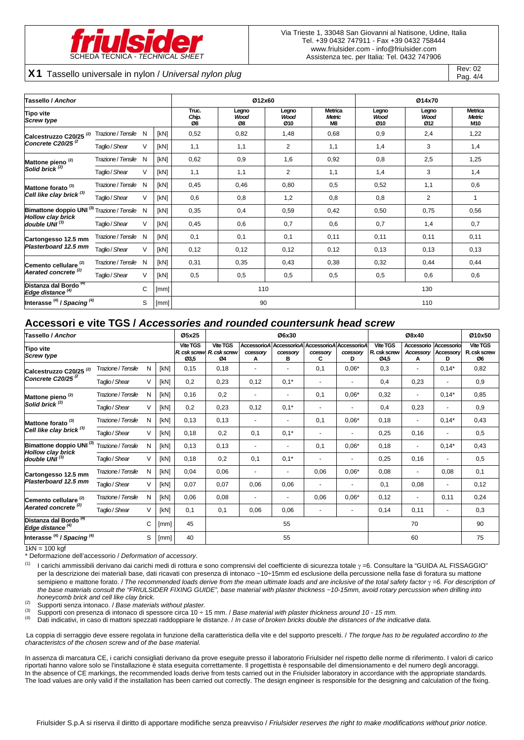**friulsider**
SCHEDA TECNICA - *TECHNICAL SHEET*

Via Trieste 1, 33048 San Giovanni al Natisone, Udine, Italia
Tel. +39 0432 747911 - Fax +39 0432 758444
www.friulsider.com - info@friulsider.com
Assistenza tec. per Italia: Tel. 0432 747906

**X1** Tassello universale in nylon / *Universal nylon plug*

Rev: 02

| Tassello / *Anchor* | | | | Ø12x60 | | | | Ø14x70 | | |
|---|---|---|---|---|---|---|---|---|---|---|
| **Tipo vite** / ***Screw type*** | | | | Truc. *Chip.* Ø8 | Legno *Wood* Ø8 | Legno *Wood* Ø10 | Metrica *Metric* M8 | Legno *Wood* Ø10 | Legno *Wood* Ø12 | Metrica *Metric* M10 |
| **Calcestruzzo C20/25** (2) / ***Concrete C20/25*** (2) | Trazione / *Tensile* | N | [kN] | 0,52 | 0,82 | 1,48 | 0,68 | 0,9 | 2,4 | 1,22 |
| | Taglio / *Shear* | V | [kN] | 1,1 | 1,1 | 2 | 1,1 | 1,4 | 3 | 1,4 |
| **Mattone pieno** (2) / ***Solid brick*** (2) | Trazione / *Tensile* | N | [kN] | 0,62 | 0,9 | 1,6 | 0,92 | 0,8 | 2,5 | 1,25 |
| | Taglio / *Shear* | V | [kN] | 1,1 | 1,1 | 2 | 1,1 | 1,4 | 3 | 1,4 |
| **Mattone forato** (3) / ***Cell like clay brick*** (3) | Trazione / *Tensile* | N | [kN] | 0,45 | 0,46 | 0,80 | 0,5 | 0,52 | 1,1 | 0,6 |
| | Taglio / *Shear* | V | [kN] | 0,6 | 0,8 | 1,2 | 0,8 | 0,8 | 2 | 1 |
| **Bimattone doppio UNI** (3) / ***Hollow clay brick double UNI*** (3) | Trazione / *Tensile* | N | [kN] | 0,35 | 0,4 | 0,59 | 0,42 | 0,50 | 0,75 | 0,56 |
| | Taglio / *Shear* | V | [kN] | 0,45 | 0,6 | 0,7 | 0,6 | 0,7 | 1,4 | 0,7 |
| **Cartongesso 12.5 mm** / ***Plasterboard 12.5 mm*** | Trazione / *Tensile* | N | [kN] | 0,1 | 0,1 | 0,1 | 0,11 | 0,11 | 0,11 | 0,11 |
| | Taglio / *Shear* | V | [kN] | 0,12 | 0,12 | 0,12 | 0,12 | 0,13 | 0,13 | 0,13 |
| **Cemento cellulare** (2) / ***Aerated concrete*** (2) | Trazione / *Tensile* | N | [kN] | 0,31 | 0,35 | 0,43 | 0,38 | 0,32 | 0,44 | 0,44 |
| | Taglio / *Shear* | V | [kN] | 0,5 | 0,5 | 0,5 | 0,5 | 0,5 | 0,6 | 0,6 |
| **Distanza dal Bordo** (4) / ***Edge distance*** (4) | | C | [mm] | 110 | | | | 130 | | |
| **Interasse** (4) / ***Spacing*** (4) | | S | [mm] | 90 | | | | 110 | | |

## Accessori e vite TGS / *Accessories and rounded countersunk head screw*

| Tassello / *Anchor* | | | | Ø5x25 | Ø6x30 | | | | | | Ø8x40 | | | Ø10x50 |
|---|---|---|---|---|---|---|---|---|---|---|---|---|---|---|
| **Tipo vite** / ***Screw type*** | | | | Vite TGS *R. csk screw* Ø3,5 | Vite TGS *R. csk screw* Ø4 | Accessorio *Accessory* A | Accessorio *Accessory* B | Accessorio *Accessory* C | Accessorio *Accessory* D | | Vite TGS *R. csk screw* Ø4,5 | Accessorio *Accessory* A | Accessorio *Accessory* D | Vite TGS *R. csk screw* Ø6 |
| **Calcestruzzo C20/25** (2) / ***Concrete C20/25*** (2) | Trazione / *Tensile* | N | [kN] | 0,15 | 0,18 | - | - | 0,1 | 0,06* | | 0,3 | - | 0,14* | 0,82 |
| | Taglio / *Shear* | V | [kN] | 0,2 | 0,23 | 0,12 | 0,1* | - | - | | 0,4 | 0,23 | - | 0,9 |
| **Mattone pieno** (2) / ***Solid brick*** (2) | Trazione / *Tensile* | N | [kN] | 0,16 | 0,2 | - | - | 0,1 | 0,06* | | 0,32 | - | 0,14* | 0,85 |
| | Taglio / *Shear* | V | [kN] | 0,2 | 0,23 | 0,12 | 0,1* | - | - | | 0,4 | 0,23 | - | 0,9 |
| **Mattone forato** (3) / ***Cell like clay brick*** (3) | Trazione / *Tensile* | N | [kN] | 0,13 | 0,13 | - | - | 0,1 | 0,06* | | 0,18 | - | 0,14* | 0,43 |
| | Taglio / *Shear* | V | [kN] | 0,18 | 0,2 | 0,1 | 0,1* | - | - | | 0,25 | 0,16 | - | 0,5 |
| **Bimattone doppio UNI** (3) / ***Hollow clay brick double UNI*** (3) | Trazione / *Tensile* | N | [kN] | 0,13 | 0,13 | - | - | 0,1 | 0,06* | | 0,18 | - | 0,14* | 0,43 |
| | Taglio / *Shear* | V | [kN] | 0,18 | 0,2 | 0,1 | 0,1* | - | - | | 0,25 | 0,16 | - | 0,5 |
| **Cartongesso 12.5 mm** / ***Plasterboard 12.5 mm*** | Trazione / *Tensile* | N | [kN] | 0,04 | 0,06 | - | - | 0,06 | 0,06* | | 0,08 | - | 0,08 | 0,1 |
| | Taglio / *Shear* | V | [kN] | 0,07 | 0,07 | 0,06 | 0,06 | - | - | | 0,1 | 0,08 | - | 0,12 |
| **Cemento cellulare** (2) / ***Aerated concrete*** (2) | Trazione / *Tensile* | N | [kN] | 0,06 | 0,08 | - | - | 0,06 | 0,06* | | 0,12 | - | 0,11 | 0,24 |
| | Taglio / *Shear* | V | [kN] | 0,1 | 0,1 | 0,06 | 0,06 | - | - | | 0,14 | 0,11 | - | 0,3 |
| **Distanza dal Bordo** (4) / ***Edge distance*** (4) | | C | [mm] | 45 | 55 | | | | | | 70 | | | 90 |
| **Interasse** (4) / ***Spacing*** (4) | | S | [mm] | 40 | 55 | | | | | | 60 | | | 75 |

1kN = 100 kgf

\* Deformazione dell'accessorio / *Deformation of accessory.*

(1) I carichi ammissibili derivano dai carichi medi di rottura e sono comprensivi del coefficiente di sicurezza totale $\gamma$ =6. Consultare la "GUIDA AL FISSAGGIO" per la descrizione dei materiali base, dati ricavati con presenza di intonaco ~10÷15mm ed esclusione della percussione nella fase di foratura su mattone semipieno e mattone forato. / *The recommended loads derive from the mean ultimate loads and are inclusive of the total safety factor $\gamma$ =6. For description of the base materials consult the "FRIULSIDER FIXING GUIDE", base material with plaster thickness ~10-15mm, avoid rotary percussion when drilling into honeycomb brick and cell like clay brick.*

(2) Supporti senza intonaco. / *Base materials without plaster.*

(3) Supporti con presenza di intonaco di spessore circa 10 ÷ 15 mm. / *Base material with plaster thickness around 10 - 15 mm.*

(4) Dati indicativi, in caso di mattoni spezzati raddoppiare le distanze. / *In case of broken bricks double the distances of the indicative data.*

La coppia di serraggio deve essere regolata in funzione della caratteristica della vite e del supporto prescelti. / *The torque has to be regulated accordino to the characteristcs of the chosen screw and of the base material.*

In assenza di marcatura CE, i carichi consigliati derivano da prove eseguite presso il laboratorio Friulsider nel rispetto delle norme di riferimento. I valori di carico riportati hanno valore solo se l'installazione è stata eseguita correttamente. Il progettista è responsabile del dimensionamento e del numero degli ancoraggi.
In the absence of CE markings, the recommended loads derive from tests carried out in the Friulsider laboratory in accordance with the appropriate standards. The load values are only valid if the installation has been carried out correctly. The design engineer is responsible for the designing and calculation of the fixing.

Friulsider S.p.A si riserva il diritto di apportare modifiche senza preavviso / *Friulsider reserves the right to make modifications without prior notice.*